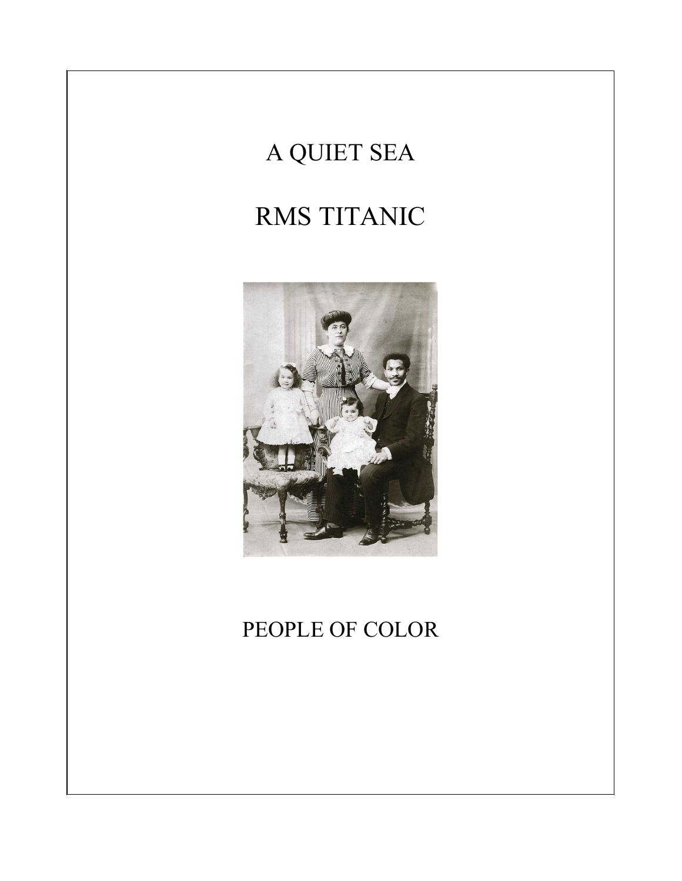# A QUIET SEA

# RMS TITANIC

## PEOPLE OF COLOR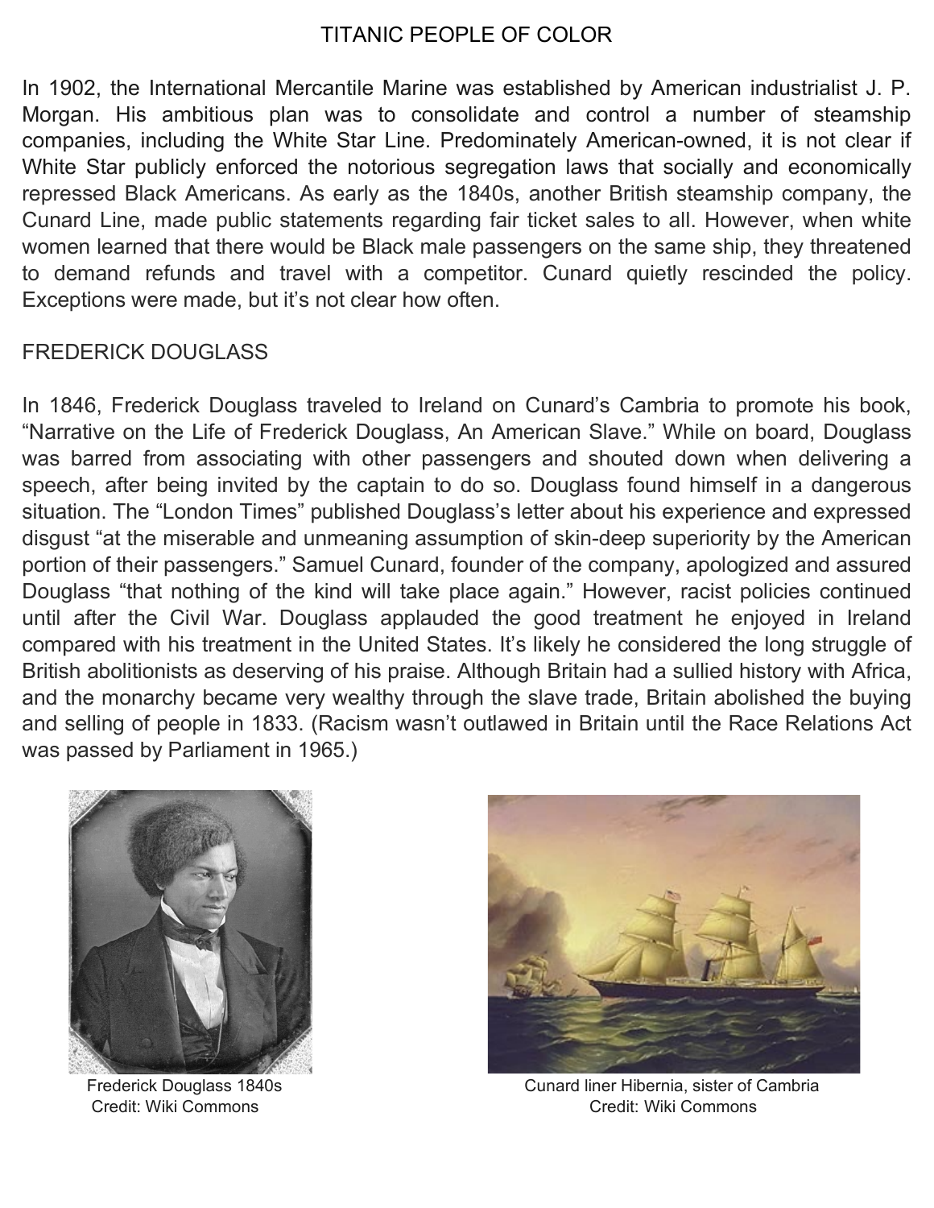# TITANIC PEOPLE OF COLOR

In 1902, the International Mercantile Marine was established by American industrialist J. P. Morgan. His ambitious plan was to consolidate and control a number of steamship companies, including the White Star Line. Predominately American-owned, it is not clear if White Star publicly enforced the notorious segregation laws that socially and economically repressed Black Americans. As early as the 1840s, another British steamship company, the Cunard Line, made public statements regarding fair ticket sales to all. However, when white women learned that there would be Black male passengers on the same ship, they threatened to demand refunds and travel with a competitor. Cunard quietly rescinded the policy. Exceptions were made, but it's not clear how often.

## FREDERICK DOUGLASS

In 1846, Frederick Douglass traveled to Ireland on Cunard's Cambria to promote his book, "Narrative on the Life of Frederick Douglass, An American Slave." While on board, Douglass was barred from associating with other passengers and shouted down when delivering a speech, after being invited by the captain to do so. Douglass found himself in a dangerous situation. The "London Times" published Douglass's letter about his experience and expressed disgust "at the miserable and unmeaning assumption of skin-deep superiority by the American portion of their passengers." Samuel Cunard, founder of the company, apologized and assured Douglass "that nothing of the kind will take place again." However, racist policies continued until after the Civil War. Douglass applauded the good treatment he enjoyed in Ireland compared with his treatment in the United States. It's likely he considered the long struggle of British abolitionists as deserving of his praise. Although Britain had a sullied history with Africa, and the monarchy became very wealthy through the slave trade, Britain abolished the buying and selling of people in 1833. (Racism wasn't outlawed in Britain until the Race Relations Act was passed by Parliament in 1965.)

Frederick Douglass 1840s
Credit: Wiki Commons

Cunard liner Hibernia, sister of Cambria
Credit: Wiki Commons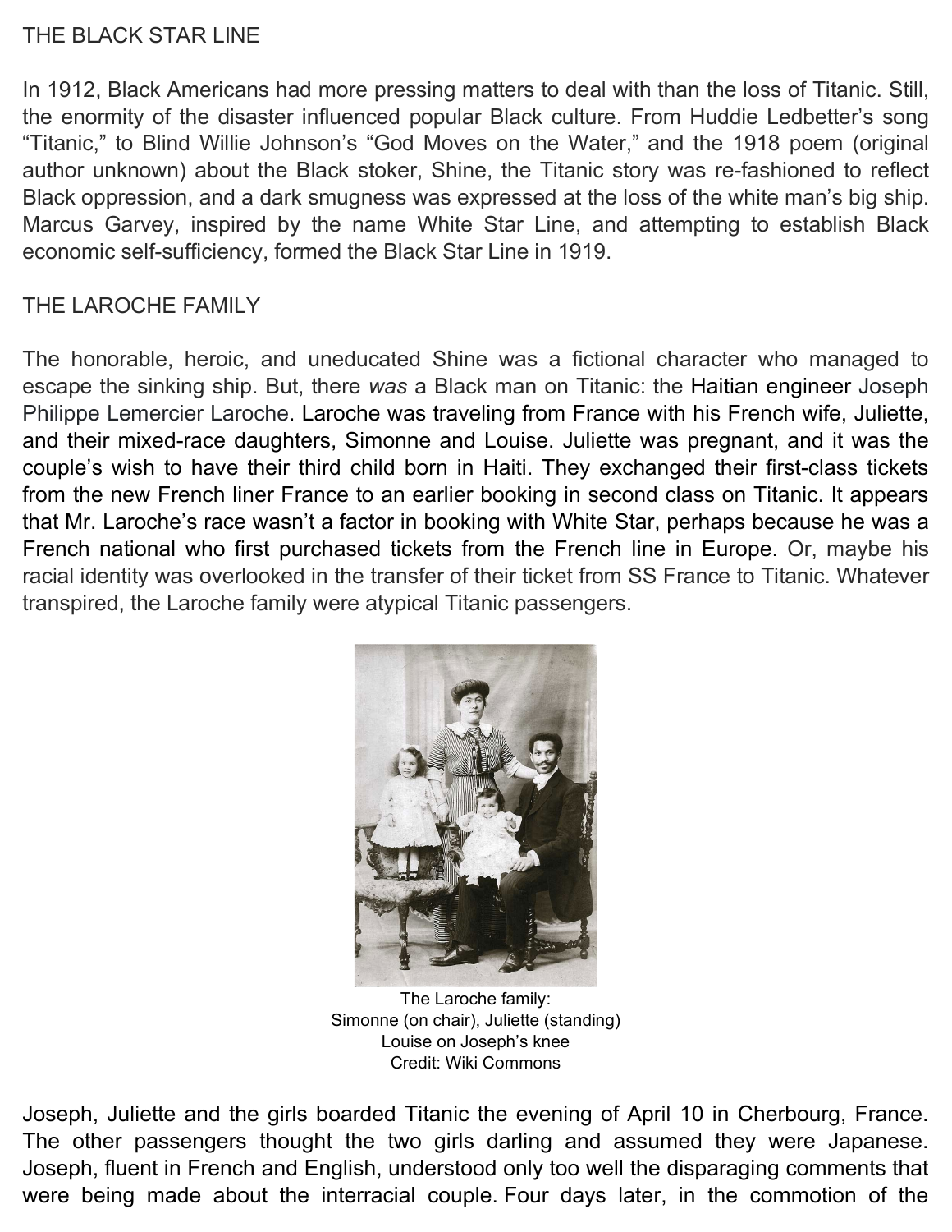## THE BLACK STAR LINE

In 1912, Black Americans had more pressing matters to deal with than the loss of Titanic. Still, the enormity of the disaster influenced popular Black culture. From Huddie Ledbetter's song "Titanic," to Blind Willie Johnson's "God Moves on the Water," and the 1918 poem (original author unknown) about the Black stoker, Shine, the Titanic story was re-fashioned to reflect Black oppression, and a dark smugness was expressed at the loss of the white man's big ship. Marcus Garvey, inspired by the name White Star Line, and attempting to establish Black economic self-sufficiency, formed the Black Star Line in 1919.

## THE LAROCHE FAMILY

The honorable, heroic, and uneducated Shine was a fictional character who managed to escape the sinking ship. But, there *was* a Black man on Titanic: the Haitian engineer Joseph Philippe Lemercier Laroche. Laroche was traveling from France with his French wife, Juliette, and their mixed-race daughters, Simonne and Louise. Juliette was pregnant, and it was the couple's wish to have their third child born in Haiti. They exchanged their first-class tickets from the new French liner France to an earlier booking in second class on Titanic. It appears that Mr. Laroche's race wasn't a factor in booking with White Star, perhaps because he was a French national who first purchased tickets from the French line in Europe. Or, maybe his racial identity was overlooked in the transfer of their ticket from SS France to Titanic. Whatever transpired, the Laroche family were atypical Titanic passengers.

The Laroche family:
Simonne (on chair), Juliette (standing)
Louise on Joseph's knee
Credit: Wiki Commons

Joseph, Juliette and the girls boarded Titanic the evening of April 10 in Cherbourg, France. The other passengers thought the two girls darling and assumed they were Japanese. Joseph, fluent in French and English, understood only too well the disparaging comments that were being made about the interracial couple. Four days later, in the commotion of the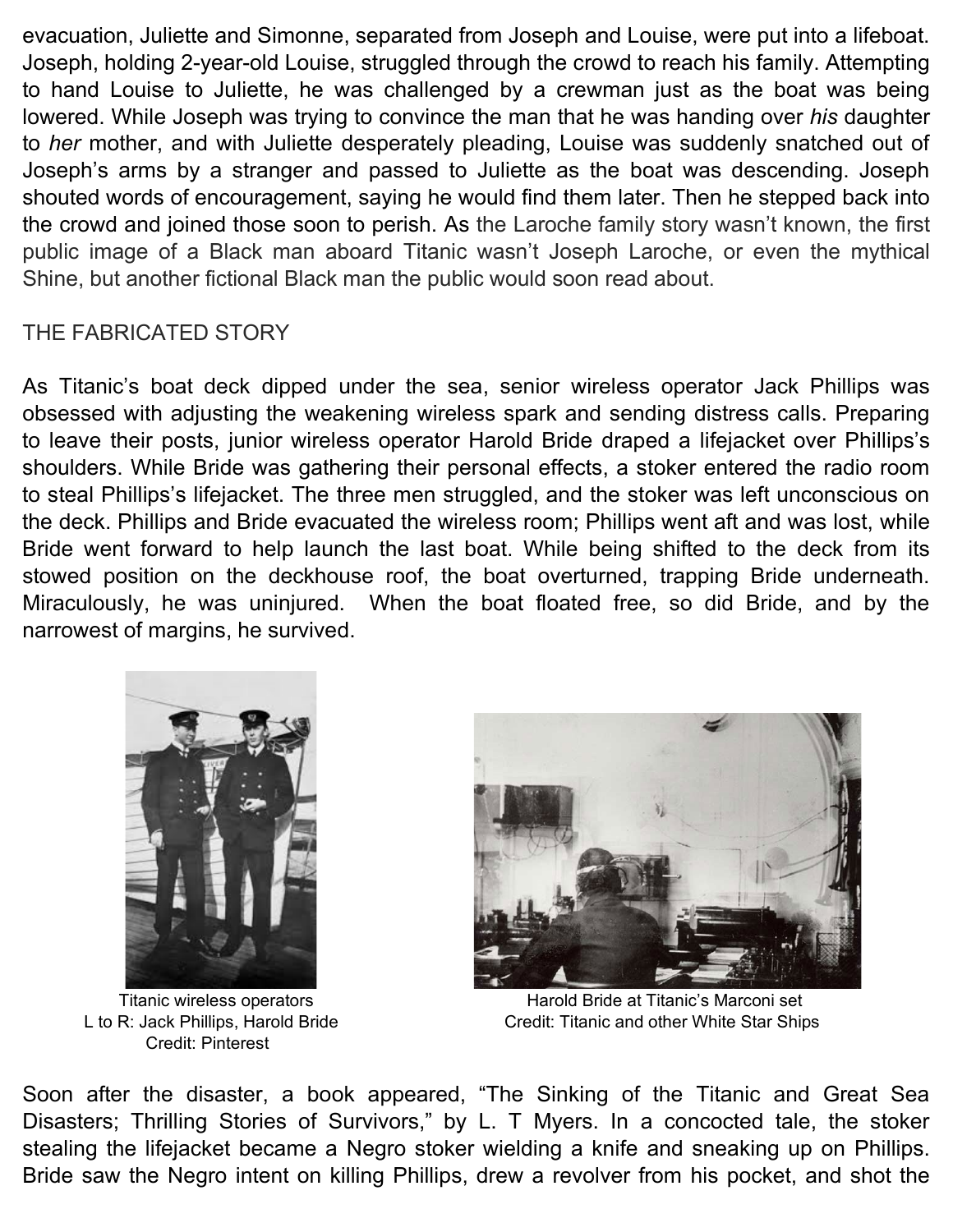evacuation, Juliette and Simonne, separated from Joseph and Louise, were put into a lifeboat. Joseph, holding 2-year-old Louise, struggled through the crowd to reach his family. Attempting to hand Louise to Juliette, he was challenged by a crewman just as the boat was being lowered. While Joseph was trying to convince the man that he was handing over *his* daughter to *her* mother, and with Juliette desperately pleading, Louise was suddenly snatched out of Joseph's arms by a stranger and passed to Juliette as the boat was descending. Joseph shouted words of encouragement, saying he would find them later. Then he stepped back into the crowd and joined those soon to perish. As the Laroche family story wasn't known, the first public image of a Black man aboard Titanic wasn't Joseph Laroche, or even the mythical Shine, but another fictional Black man the public would soon read about.

## THE FABRICATED STORY

As Titanic's boat deck dipped under the sea, senior wireless operator Jack Phillips was obsessed with adjusting the weakening wireless spark and sending distress calls. Preparing to leave their posts, junior wireless operator Harold Bride draped a lifejacket over Phillips's shoulders. While Bride was gathering their personal effects, a stoker entered the radio room to steal Phillips's lifejacket. The three men struggled, and the stoker was left unconscious on the deck. Phillips and Bride evacuated the wireless room; Phillips went aft and was lost, while Bride went forward to help launch the last boat. While being shifted to the deck from its stowed position on the deckhouse roof, the boat overturned, trapping Bride underneath. Miraculously, he was uninjured. When the boat floated free, so did Bride, and by the narrowest of margins, he survived.

Titanic wireless operators
L to R: Jack Phillips, Harold Bride
Credit: Pinterest

Harold Bride at Titanic's Marconi set
Credit: Titanic and other White Star Ships

Soon after the disaster, a book appeared, "The Sinking of the Titanic and Great Sea Disasters; Thrilling Stories of Survivors," by L. T Myers. In a concocted tale, the stoker stealing the lifejacket became a Negro stoker wielding a knife and sneaking up on Phillips. Bride saw the Negro intent on killing Phillips, drew a revolver from his pocket, and shot the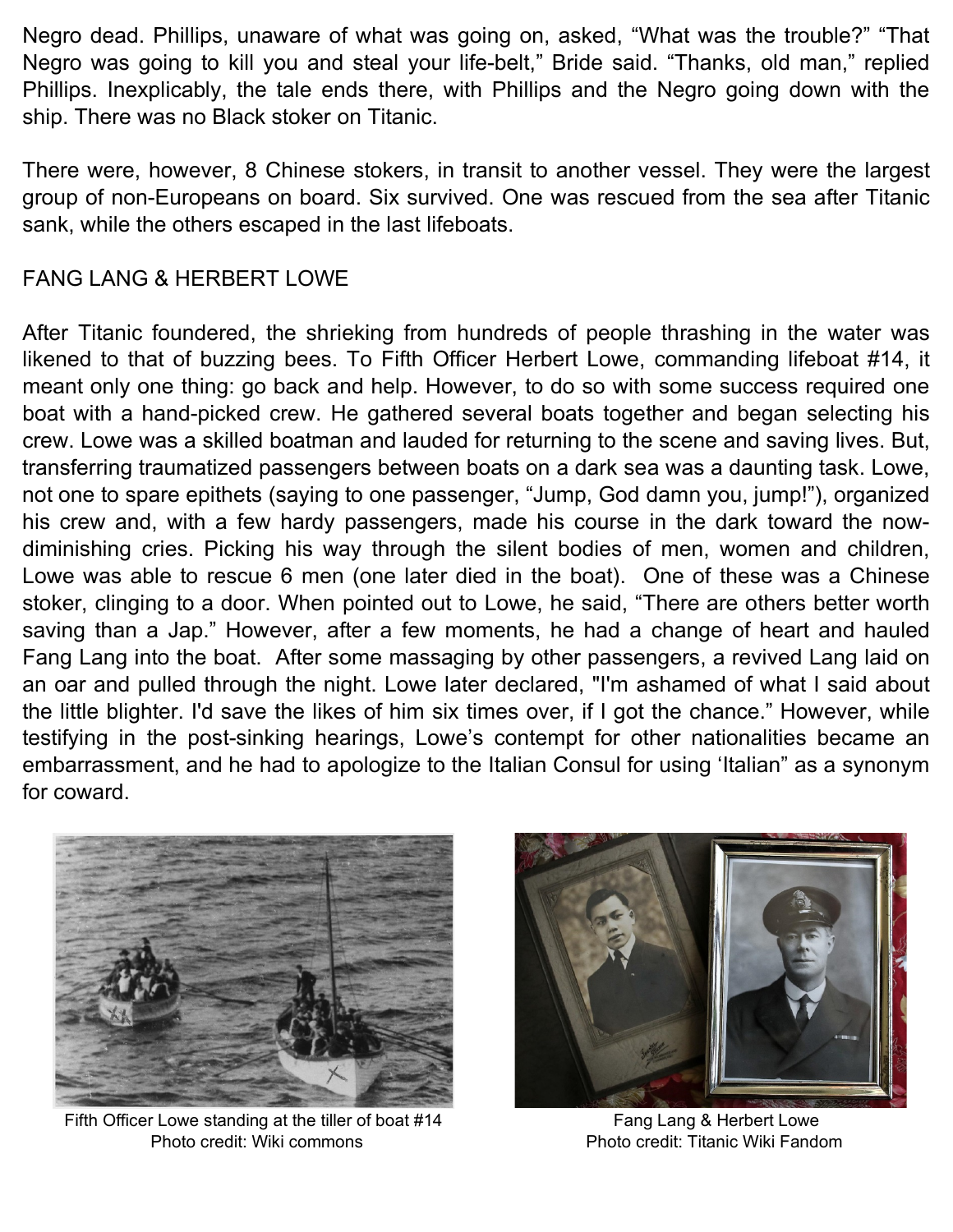Negro dead. Phillips, unaware of what was going on, asked, “What was the trouble?” “That Negro was going to kill you and steal your life-belt,” Bride said. “Thanks, old man,” replied Phillips. Inexplicably, the tale ends there, with Phillips and the Negro going down with the ship. There was no Black stoker on Titanic.

There were, however, 8 Chinese stokers, in transit to another vessel. They were the largest group of non-Europeans on board. Six survived. One was rescued from the sea after Titanic sank, while the others escaped in the last lifeboats.

## FANG LANG & HERBERT LOWE

After Titanic foundered, the shrieking from hundreds of people thrashing in the water was likened to that of buzzing bees. To Fifth Officer Herbert Lowe, commanding lifeboat #14, it meant only one thing: go back and help. However, to do so with some success required one boat with a hand-picked crew. He gathered several boats together and began selecting his crew. Lowe was a skilled boatman and lauded for returning to the scene and saving lives. But, transferring traumatized passengers between boats on a dark sea was a daunting task. Lowe, not one to spare epithets (saying to one passenger, “Jump, God damn you, jump!”), organized his crew and, with a few hardy passengers, made his course in the dark toward the now-diminishing cries. Picking his way through the silent bodies of men, women and children, Lowe was able to rescue 6 men (one later died in the boat). One of these was a Chinese stoker, clinging to a door. When pointed out to Lowe, he said, “There are others better worth saving than a Jap.” However, after a few moments, he had a change of heart and hauled Fang Lang into the boat. After some massaging by other passengers, a revived Lang laid on an oar and pulled through the night. Lowe later declared, "I'm ashamed of what I said about the little blighter. I'd save the likes of him six times over, if I got the chance.” However, while testifying in the post-sinking hearings, Lowe’s contempt for other nationalities became an embarrassment, and he had to apologize to the Italian Consul for using ‘Italian” as a synonym for coward.

Fifth Officer Lowe standing at the tiller of boat #14
Photo credit: Wiki commons

Fang Lang & Herbert Lowe
Photo credit: Titanic Wiki Fandom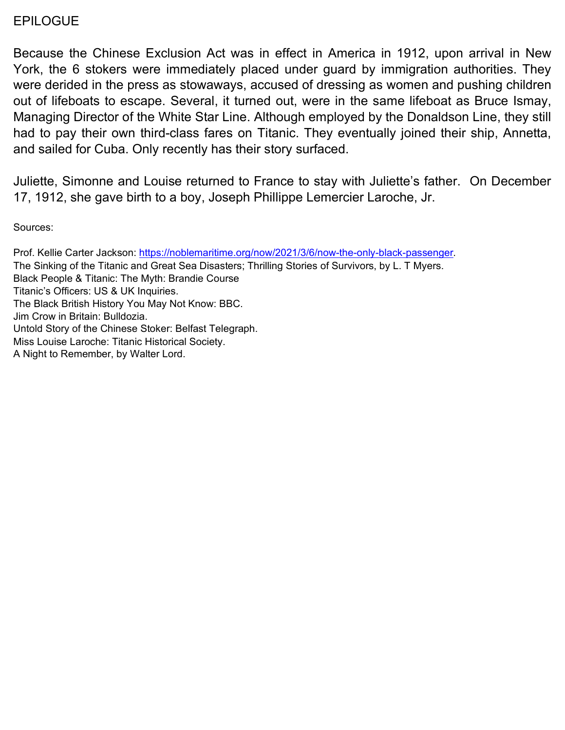# EPILOGUE

Because the Chinese Exclusion Act was in effect in America in 1912, upon arrival in New York, the 6 stokers were immediately placed under guard by immigration authorities. They were derided in the press as stowaways, accused of dressing as women and pushing children out of lifeboats to escape. Several, it turned out, were in the same lifeboat as Bruce Ismay, Managing Director of the White Star Line. Although employed by the Donaldson Line, they still had to pay their own third-class fares on Titanic. They eventually joined their ship, Annetta, and sailed for Cuba. Only recently has their story surfaced.

Juliette, Simonne and Louise returned to France to stay with Juliette's father. On December 17, 1912, she gave birth to a boy, Joseph Phillippe Lemercier Laroche, Jr.

Sources:

Prof. Kellie Carter Jackson: [https://noblemaritime.org/now/2021/3/6/now-the-only-black-passenger](https://noblemaritime.org/now/2021/3/6/now-the-only-black-passenger).
The Sinking of the Titanic and Great Sea Disasters; Thrilling Stories of Survivors, by L. T Myers.
Black People & Titanic: The Myth: Brandie Course
Titanic's Officers: US & UK Inquiries.
The Black British History You May Not Know: BBC.
Jim Crow in Britain: Bulldozia.
Untold Story of the Chinese Stoker: Belfast Telegraph.
Miss Louise Laroche: Titanic Historical Society.
A Night to Remember, by Walter Lord.